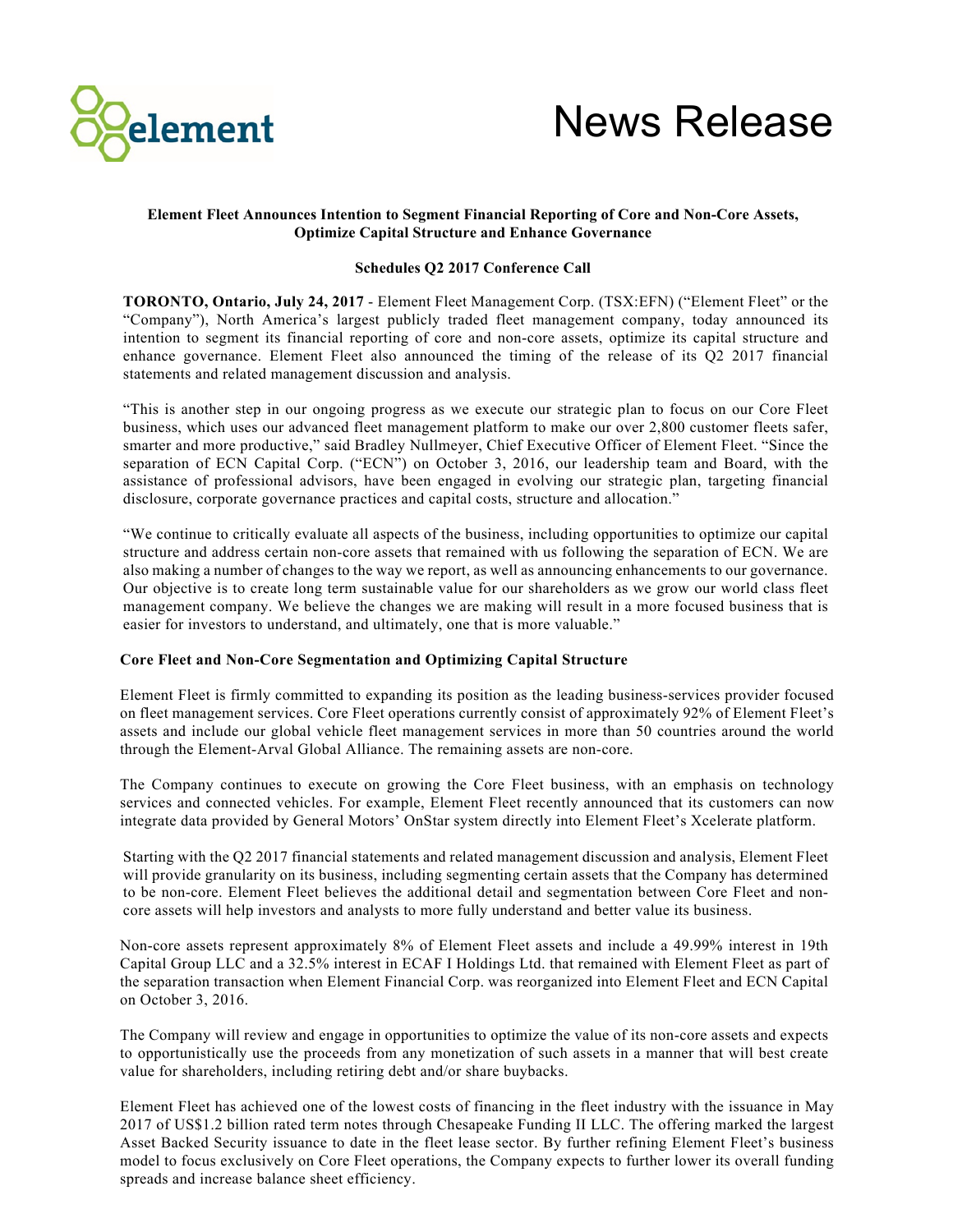News Release

**Element Fleet Announces Intention to Segment Financial Reporting of Core and Non-Core Assets, Optimize Capital Structure and Enhance Governance**

**Schedules Q2 2017 Conference Call**

**TORONTO, Ontario, July 24, 2017** - Element Fleet Management Corp. (TSX:EFN) ("Element Fleet" or the "Company"), North America's largest publicly traded fleet management company, today announced its intention to segment its financial reporting of core and non-core assets, optimize its capital structure and enhance governance. Element Fleet also announced the timing of the release of its Q2 2017 financial statements and related management discussion and analysis.

"This is another step in our ongoing progress as we execute our strategic plan to focus on our Core Fleet business, which uses our advanced fleet management platform to make our over 2,800 customer fleets safer, smarter and more productive," said Bradley Nullmeyer, Chief Executive Officer of Element Fleet. "Since the separation of ECN Capital Corp. ("ECN") on October 3, 2016, our leadership team and Board, with the assistance of professional advisors, have been engaged in evolving our strategic plan, targeting financial disclosure, corporate governance practices and capital costs, structure and allocation."

"We continue to critically evaluate all aspects of the business, including opportunities to optimize our capital structure and address certain non-core assets that remained with us following the separation of ECN. We are also making a number of changes to the way we report, as well as announcing enhancements to our governance. Our objective is to create long term sustainable value for our shareholders as we grow our world class fleet management company. We believe the changes we are making will result in a more focused business that is easier for investors to understand, and ultimately, one that is more valuable."

**Core Fleet and Non-Core Segmentation and Optimizing Capital Structure**

Element Fleet is firmly committed to expanding its position as the leading business-services provider focused on fleet management services. Core Fleet operations currently consist of approximately 92% of Element Fleet's assets and include our global vehicle fleet management services in more than 50 countries around the world through the Element-Arval Global Alliance. The remaining assets are non-core.

The Company continues to execute on growing the Core Fleet business, with an emphasis on technology services and connected vehicles. For example, Element Fleet recently announced that its customers can now integrate data provided by General Motors' OnStar system directly into Element Fleet's Xcelerate platform.

Starting with the Q2 2017 financial statements and related management discussion and analysis, Element Fleet will provide granularity on its business, including segmenting certain assets that the Company has determined to be non-core. Element Fleet believes the additional detail and segmentation between Core Fleet and non-core assets will help investors and analysts to more fully understand and better value its business.

Non-core assets represent approximately 8% of Element Fleet assets and include a 49.99% interest in 19th Capital Group LLC and a 32.5% interest in ECAF I Holdings Ltd. that remained with Element Fleet as part of the separation transaction when Element Financial Corp. was reorganized into Element Fleet and ECN Capital on October 3, 2016.

The Company will review and engage in opportunities to optimize the value of its non-core assets and expects to opportunistically use the proceeds from any monetization of such assets in a manner that will best create value for shareholders, including retiring debt and/or share buybacks.

Element Fleet has achieved one of the lowest costs of financing in the fleet industry with the issuance in May 2017 of US$1.2 billion rated term notes through Chesapeake Funding II LLC. The offering marked the largest Asset Backed Security issuance to date in the fleet lease sector. By further refining Element Fleet's business model to focus exclusively on Core Fleet operations, the Company expects to further lower its overall funding spreads and increase balance sheet efficiency.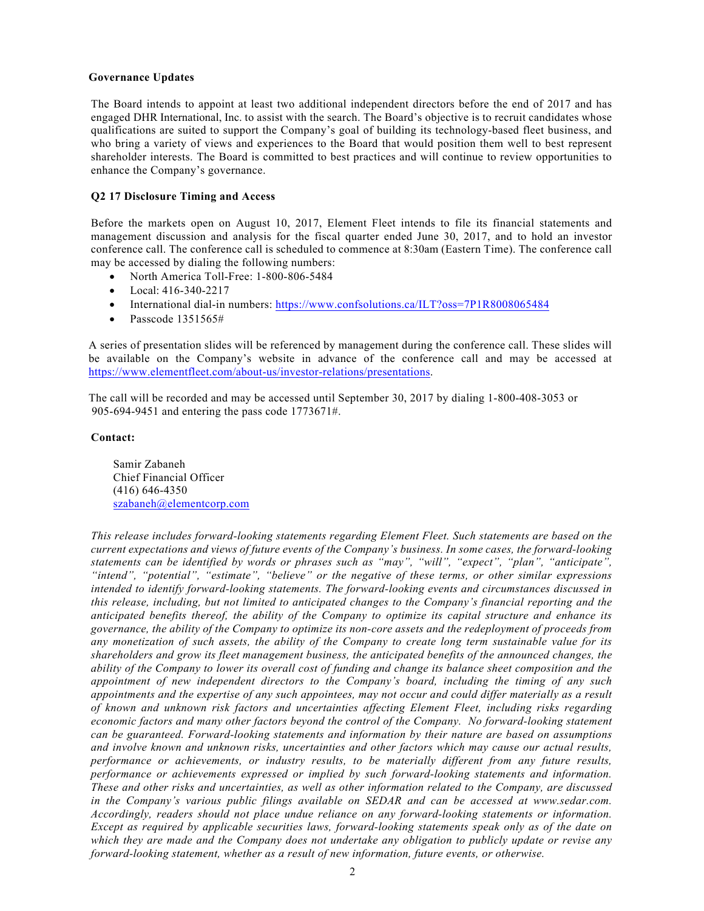**Governance Updates**

The Board intends to appoint at least two additional independent directors before the end of 2017 and has engaged DHR International, Inc. to assist with the search. The Board's objective is to recruit candidates whose qualifications are suited to support the Company's goal of building its technology-based fleet business, and who bring a variety of views and experiences to the Board that would position them well to best represent shareholder interests. The Board is committed to best practices and will continue to review opportunities to enhance the Company's governance.

**Q2 17 Disclosure Timing and Access**

Before the markets open on August 10, 2017, Element Fleet intends to file its financial statements and management discussion and analysis for the fiscal quarter ended June 30, 2017, and to hold an investor conference call. The conference call is scheduled to commence at 8:30am (Eastern Time). The conference call may be accessed by dialing the following numbers:

- North America Toll-Free: 1-800-806-5484
- Local: 416-340-2217
- International dial-in numbers: https://www.confsolutions.ca/ILT?oss=7P1R8008065484
- Passcode 1351565#

A series of presentation slides will be referenced by management during the conference call. These slides will be available on the Company's website in advance of the conference call and may be accessed at https://www.elementfleet.com/about-us/investor-relations/presentations.

The call will be recorded and may be accessed until September 30, 2017 by dialing 1-800-408-3053 or 905-694-9451 and entering the pass code 1773671#.

**Contact:**

Samir Zabaneh
Chief Financial Officer
(416) 646-4350
szabaneh@elementcorp.com

*This release includes forward-looking statements regarding Element Fleet. Such statements are based on the current expectations and views of future events of the Company's business. In some cases, the forward-looking statements can be identified by words or phrases such as "may", "will", "expect", "plan", "anticipate", "intend", "potential", "estimate", "believe" or the negative of these terms, or other similar expressions intended to identify forward-looking statements. The forward-looking events and circumstances discussed in this release, including, but not limited to anticipated changes to the Company's financial reporting and the anticipated benefits thereof, the ability of the Company to optimize its capital structure and enhance its governance, the ability of the Company to optimize its non-core assets and the redeployment of proceeds from any monetization of such assets, the ability of the Company to create long term sustainable value for its shareholders and grow its fleet management business, the anticipated benefits of the announced changes, the ability of the Company to lower its overall cost of funding and change its balance sheet composition and the appointment of new independent directors to the Company's board, including the timing of any such appointments and the expertise of any such appointees, may not occur and could differ materially as a result of known and unknown risk factors and uncertainties affecting Element Fleet, including risks regarding economic factors and many other factors beyond the control of the Company. No forward-looking statement can be guaranteed. Forward-looking statements and information by their nature are based on assumptions and involve known and unknown risks, uncertainties and other factors which may cause our actual results, performance or achievements, or industry results, to be materially different from any future results, performance or achievements expressed or implied by such forward-looking statements and information. These and other risks and uncertainties, as well as other information related to the Company, are discussed in the Company's various public filings available on SEDAR and can be accessed at www.sedar.com. Accordingly, readers should not place undue reliance on any forward-looking statements or information. Except as required by applicable securities laws, forward-looking statements speak only as of the date on which they are made and the Company does not undertake any obligation to publicly update or revise any forward-looking statement, whether as a result of new information, future events, or otherwise.*